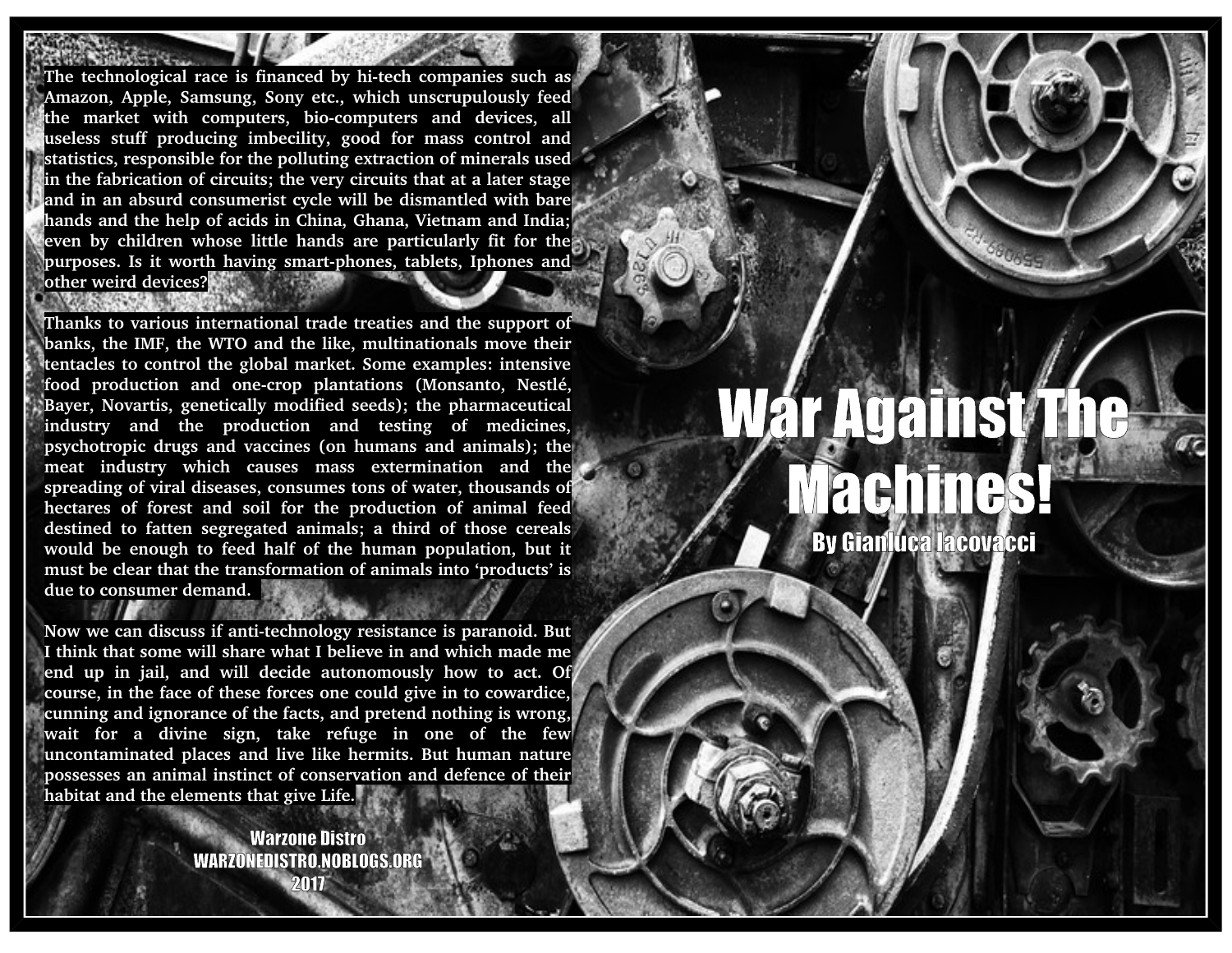# War Against The Machines!

## By Gianluca Iacovacci

**The technological race is financed by hi-tech companies such as Amazon, Apple, Samsung, Sony etc., which unscrupulously feed the market with computers, bio-computers and devices, all useless stuff producing imbecility, good for mass control and statistics, responsible for the polluting extraction of minerals used in the fabrication of circuits; the very circuits that at a later stage and in an absurd consumerist cycle will be dismantled with bare hands and the help of acids in China, Ghana, Vietnam and India; even by children whose little hands are particularly fit for the purposes. Is it worth having smart-phones, tablets, Iphones and other weird devices?**

**Thanks to various international trade treaties and the support of banks, the IMF, the WTO and the like, multinationals move their tentacles to control the global market. Some examples: intensive food production and one-crop plantations (Monsanto, Nestlé, Bayer, Novartis, genetically modified seeds); the pharmaceutical industry and the production and testing of medicines, psychotropic drugs and vaccines (on humans and animals); the meat industry which causes mass extermination and the spreading of viral diseases, consumes tons of water, thousands of hectares of forest and soil for the production of animal feed destined to fatten segregated animals; a third of those cereals would be enough to feed half of the human population, but it must be clear that the transformation of animals into 'products' is due to consumer demand.**

**Now we can discuss if anti-technology resistance is paranoid. But I think that some will share what I believe in and which made me end up in jail, and will decide autonomously how to act. Of course, in the face of these forces one could give in to cowardice, cunning and ignorance of the facts, and pretend nothing is wrong, wait for a divine sign, take refuge in one of the few uncontaminated places and live like hermits. But human nature possesses an animal instinct of conservation and defence of their habitat and the elements that give Life.**

Warzone Distro
WARZONEDISTRO.NOBLOGS.ORG
2017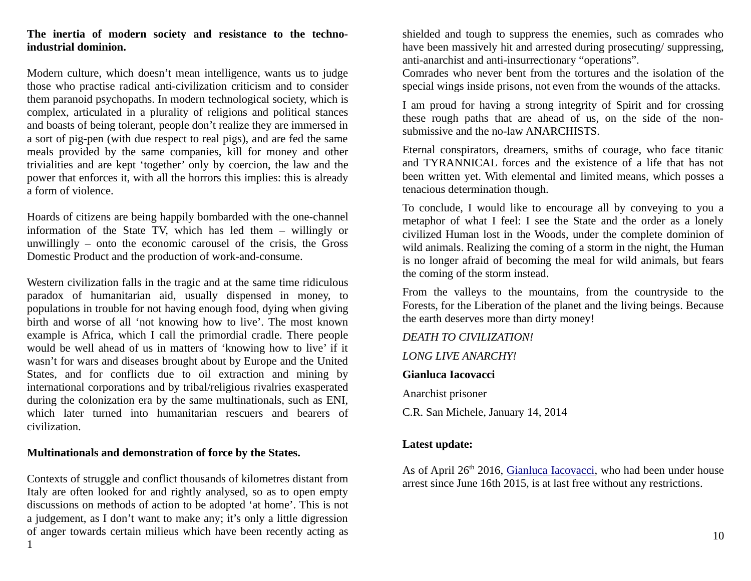**The inertia of modern society and resistance to the techno-industrial dominion.**

Modern culture, which doesn't mean intelligence, wants us to judge those who practise radical anti-civilization criticism and to consider them paranoid psychopaths. In modern technological society, which is complex, articulated in a plurality of religions and political stances and boasts of being tolerant, people don't realize they are immersed in a sort of pig-pen (with due respect to real pigs), and are fed the same meals provided by the same companies, kill for money and other trivialities and are kept 'together' only by coercion, the law and the power that enforces it, with all the horrors this implies: this is already a form of violence.

Hoards of citizens are being happily bombarded with the one-channel information of the State TV, which has led them – willingly or unwillingly – onto the economic carousel of the crisis, the Gross Domestic Product and the production of work-and-consume.

Western civilization falls in the tragic and at the same time ridiculous paradox of humanitarian aid, usually dispensed in money, to populations in trouble for not having enough food, dying when giving birth and worse of all 'not knowing how to live'. The most known example is Africa, which I call the primordial cradle. There people would be well ahead of us in matters of 'knowing how to live' if it wasn't for wars and diseases brought about by Europe and the United States, and for conflicts due to oil extraction and mining by international corporations and by tribal/religious rivalries exasperated during the colonization era by the same multinationals, such as ENI, which later turned into humanitarian rescuers and bearers of civilization.

**Multinationals and demonstration of force by the States.**

Contexts of struggle and conflict thousands of kilometres distant from Italy are often looked for and rightly analysed, so as to open empty discussions on methods of action to be adopted 'at home'. This is not a judgement, as I don't want to make any; it's only a little digression of anger towards certain milieus which have been recently acting as shielded and tough to suppress the enemies, such as comrades who have been massively hit and arrested during prosecuting/ suppressing, anti-anarchist and anti-insurrectionary "operations".
Comrades who never bent from the tortures and the isolation of the special wings inside prisons, not even from the wounds of the attacks.

I am proud for having a strong integrity of Spirit and for crossing these rough paths that are ahead of us, on the side of the non-submissive and the no-law ANARCHISTS.

Eternal conspirators, dreamers, smiths of courage, who face titanic and TYRANNICAL forces and the existence of a life that has not been written yet. With elemental and limited means, which posses a tenacious determination though.

To conclude, I would like to encourage all by conveying to you a metaphor of what I feel: I see the State and the order as a lonely civilized Human lost in the Woods, under the complete dominion of wild animals. Realizing the coming of a storm in the night, the Human is no longer afraid of becoming the meal for wild animals, but fears the coming of the storm instead.

From the valleys to the mountains, from the countryside to the Forests, for the Liberation of the planet and the living beings. Because the earth deserves more than dirty money!

*DEATH TO CIVILIZATION!*

*LONG LIVE ANARCHY!*

**Gianluca Iacovacci**

Anarchist prisoner

C.R. San Michele, January 14, 2014

**Latest update:**

As of April 26th 2016, Gianluca Iacovacci, who had been under house arrest since June 16th 2015, is at last free without any restrictions.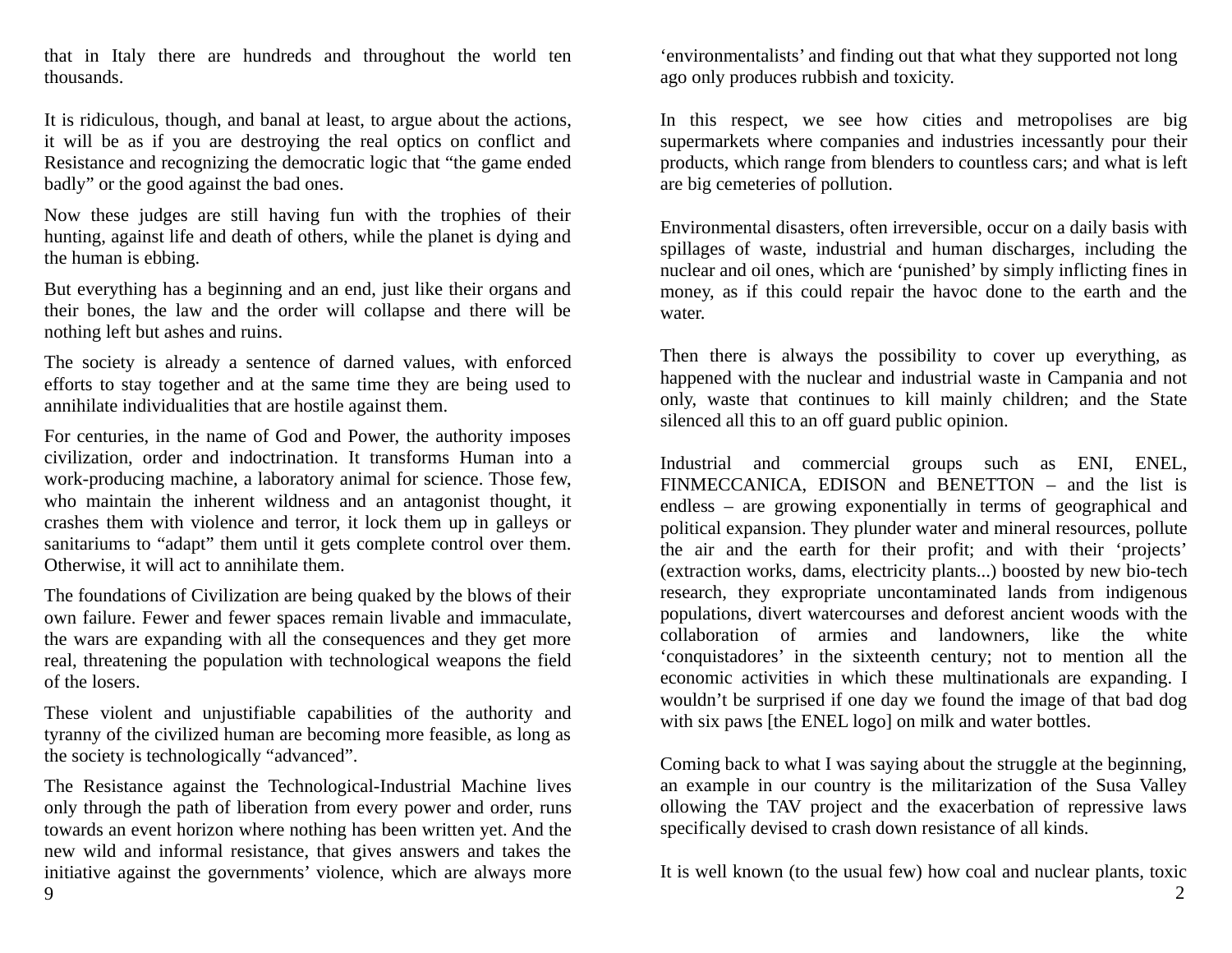that in Italy there are hundreds and throughout the world ten thousands.

It is ridiculous, though, and banal at least, to argue about the actions, it will be as if you are destroying the real optics on conflict and Resistance and recognizing the democratic logic that “the game ended badly” or the good against the bad ones.

Now these judges are still having fun with the trophies of their hunting, against life and death of others, while the planet is dying and the human is ebbing.

But everything has a beginning and an end, just like their organs and their bones, the law and the order will collapse and there will be nothing left but ashes and ruins.

The society is already a sentence of darned values, with enforced efforts to stay together and at the same time they are being used to annihilate individualities that are hostile against them.

For centuries, in the name of God and Power, the authority imposes civilization, order and indoctrination. It transforms Human into a work-producing machine, a laboratory animal for science. Those few, who maintain the inherent wildness and an antagonist thought, it crashes them with violence and terror, it lock them up in galleys or sanitariums to “adapt” them until it gets complete control over them. Otherwise, it will act to annihilate them.

The foundations of Civilization are being quaked by the blows of their own failure. Fewer and fewer spaces remain livable and immaculate, the wars are expanding with all the consequences and they get more real, threatening the population with technological weapons the field of the losers.

These violent and unjustifiable capabilities of the authority and tyranny of the civilized human are becoming more feasible, as long as the society is technologically “advanced”.

The Resistance against the Technological-Industrial Machine lives only through the path of liberation from every power and order, runs towards an event horizon where nothing has been written yet. And the new wild and informal resistance, that gives answers and takes the initiative against the governments’ violence, which are always more

‘environmentalists’ and finding out that what they supported not long ago only produces rubbish and toxicity.

In this respect, we see how cities and metropolises are big supermarkets where companies and industries incessantly pour their products, which range from blenders to countless cars; and what is left are big cemeteries of pollution.

Environmental disasters, often irreversible, occur on a daily basis with spillages of waste, industrial and human discharges, including the nuclear and oil ones, which are ‘punished’ by simply inflicting fines in money, as if this could repair the havoc done to the earth and the water.

Then there is always the possibility to cover up everything, as happened with the nuclear and industrial waste in Campania and not only, waste that continues to kill mainly children; and the State silenced all this to an off guard public opinion.

Industrial and commercial groups such as ENI, ENEL, FINMECCANICA, EDISON and BENETTON – and the list is endless – are growing exponentially in terms of geographical and political expansion. They plunder water and mineral resources, pollute the air and the earth for their profit; and with their ‘projects’ (extraction works, dams, electricity plants...) boosted by new bio-tech research, they expropriate uncontaminated lands from indigenous populations, divert watercourses and deforest ancient woods with the collaboration of armies and landowners, like the white ‘conquistadores’ in the sixteenth century; not to mention all the economic activities in which these multinationals are expanding. I wouldn’t be surprised if one day we found the image of that bad dog with six paws [the ENEL logo] on milk and water bottles.

Coming back to what I was saying about the struggle at the beginning, an example in our country is the militarization of the Susa Valley ollowing the TAV project and the exacerbation of repressive laws specifically devised to crash down resistance of all kinds.

It is well known (to the usual few) how coal and nuclear plants, toxic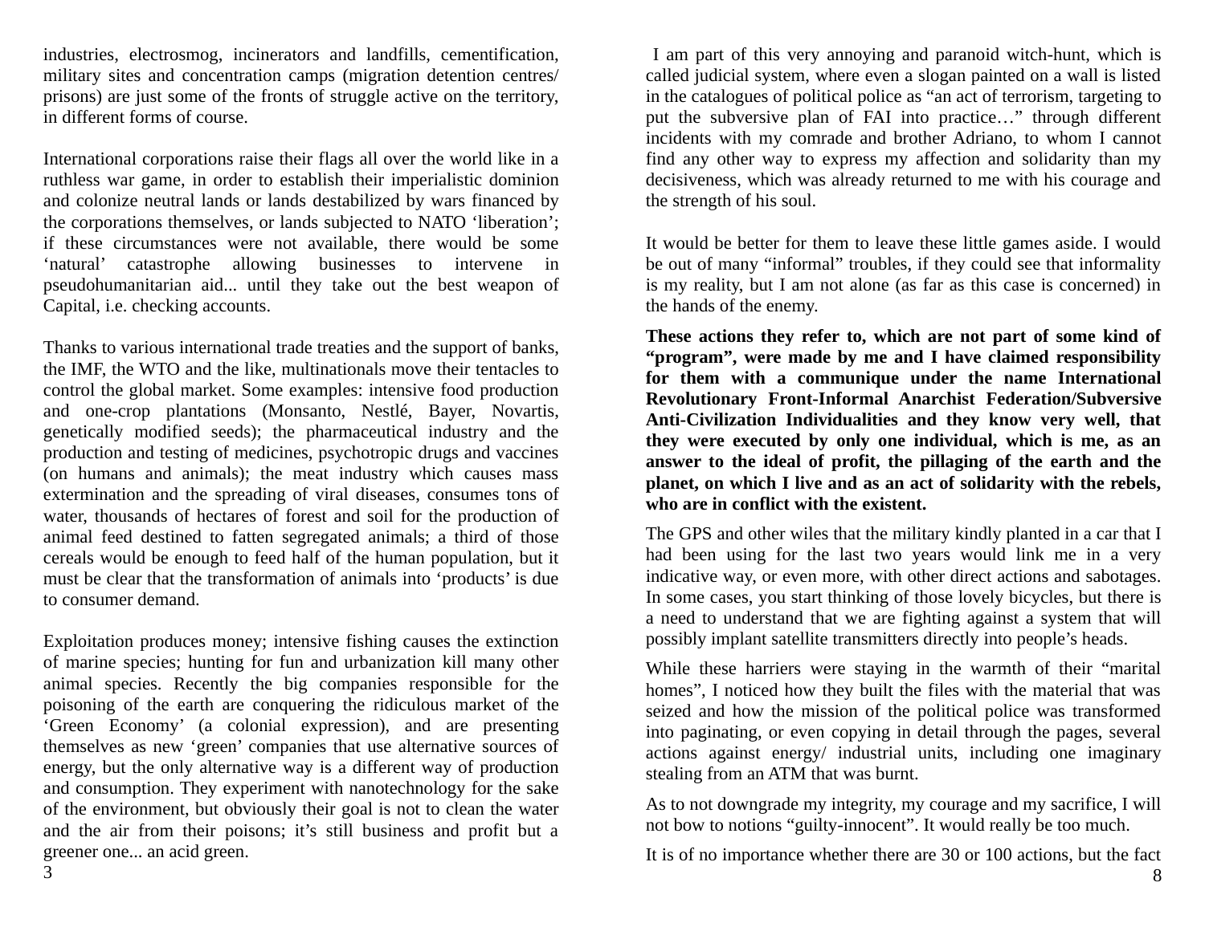industries, electrosmog, incinerators and landfills, cementification, military sites and concentration camps (migration detention centres/ prisons) are just some of the fronts of struggle active on the territory, in different forms of course.

International corporations raise their flags all over the world like in a ruthless war game, in order to establish their imperialistic dominion and colonize neutral lands or lands destabilized by wars financed by the corporations themselves, or lands subjected to NATO 'liberation'; if these circumstances were not available, there would be some 'natural' catastrophe allowing businesses to intervene in pseudohumanitarian aid... until they take out the best weapon of Capital, i.e. checking accounts.

Thanks to various international trade treaties and the support of banks, the IMF, the WTO and the like, multinationals move their tentacles to control the global market. Some examples: intensive food production and one-crop plantations (Monsanto, Nestlé, Bayer, Novartis, genetically modified seeds); the pharmaceutical industry and the production and testing of medicines, psychotropic drugs and vaccines (on humans and animals); the meat industry which causes mass extermination and the spreading of viral diseases, consumes tons of water, thousands of hectares of forest and soil for the production of animal feed destined to fatten segregated animals; a third of those cereals would be enough to feed half of the human population, but it must be clear that the transformation of animals into 'products' is due to consumer demand.

Exploitation produces money; intensive fishing causes the extinction of marine species; hunting for fun and urbanization kill many other animal species. Recently the big companies responsible for the poisoning of the earth are conquering the ridiculous market of the 'Green Economy' (a colonial expression), and are presenting themselves as new 'green' companies that use alternative sources of energy, but the only alternative way is a different way of production and consumption. They experiment with nanotechnology for the sake of the environment, but obviously their goal is not to clean the water and the air from their poisons; it's still business and profit but a greener one... an acid green.

I am part of this very annoying and paranoid witch-hunt, which is called judicial system, where even a slogan painted on a wall is listed in the catalogues of political police as "an act of terrorism, targeting to put the subversive plan of FAI into practice…" through different incidents with my comrade and brother Adriano, to whom I cannot find any other way to express my affection and solidarity than my decisiveness, which was already returned to me with his courage and the strength of his soul.

It would be better for them to leave these little games aside. I would be out of many "informal" troubles, if they could see that informality is my reality, but I am not alone (as far as this case is concerned) in the hands of the enemy.

**These actions they refer to, which are not part of some kind of "program", were made by me and I have claimed responsibility for them with a communique under the name International Revolutionary Front-Informal Anarchist Federation/Subversive Anti-Civilization Individualities and they know very well, that they were executed by only one individual, which is me, as an answer to the ideal of profit, the pillaging of the earth and the planet, on which I live and as an act of solidarity with the rebels, who are in conflict with the existent.**

The GPS and other wiles that the military kindly planted in a car that I had been using for the last two years would link me in a very indicative way, or even more, with other direct actions and sabotages. In some cases, you start thinking of those lovely bicycles, but there is a need to understand that we are fighting against a system that will possibly implant satellite transmitters directly into people's heads.

While these harriers were staying in the warmth of their "marital homes", I noticed how they built the files with the material that was seized and how the mission of the political police was transformed into paginating, or even copying in detail through the pages, several actions against energy/ industrial units, including one imaginary stealing from an ATM that was burnt.

As to not downgrade my integrity, my courage and my sacrifice, I will not bow to notions "guilty-innocent". It would really be too much.

It is of no importance whether there are 30 or 100 actions, but the fact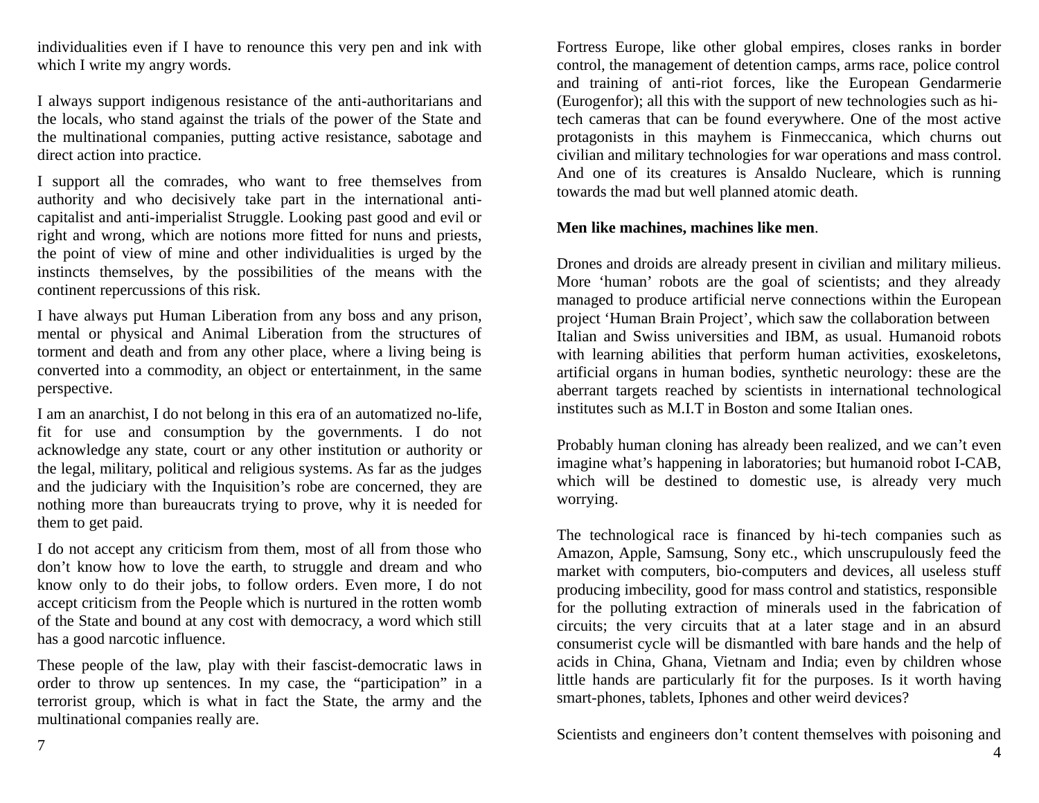individualities even if I have to renounce this very pen and ink with which I write my angry words.

I always support indigenous resistance of the anti-authoritarians and the locals, who stand against the trials of the power of the State and the multinational companies, putting active resistance, sabotage and direct action into practice.

I support all the comrades, who want to free themselves from authority and who decisively take part in the international anti-capitalist and anti-imperialist Struggle. Looking past good and evil or right and wrong, which are notions more fitted for nuns and priests, the point of view of mine and other individualities is urged by the instincts themselves, by the possibilities of the means with the continent repercussions of this risk.

I have always put Human Liberation from any boss and any prison, mental or physical and Animal Liberation from the structures of torment and death and from any other place, where a living being is converted into a commodity, an object or entertainment, in the same perspective.

I am an anarchist, I do not belong in this era of an automatized no-life, fit for use and consumption by the governments. I do not acknowledge any state, court or any other institution or authority or the legal, military, political and religious systems. As far as the judges and the judiciary with the Inquisition's robe are concerned, they are nothing more than bureaucrats trying to prove, why it is needed for them to get paid.

I do not accept any criticism from them, most of all from those who don't know how to love the earth, to struggle and dream and who know only to do their jobs, to follow orders. Even more, I do not accept criticism from the People which is nurtured in the rotten womb of the State and bound at any cost with democracy, a word which still has a good narcotic influence.

These people of the law, play with their fascist-democratic laws in order to throw up sentences. In my case, the "participation" in a terrorist group, which is what in fact the State, the army and the multinational companies really are.

Fortress Europe, like other global empires, closes ranks in border control, the management of detention camps, arms race, police control and training of anti-riot forces, like the European Gendarmerie (Eurogenfor); all this with the support of new technologies such as hi-tech cameras that can be found everywhere. One of the most active protagonists in this mayhem is Finmeccanica, which churns out civilian and military technologies for war operations and mass control. And one of its creatures is Ansaldo Nucleare, which is running towards the mad but well planned atomic death.

**Men like machines, machines like men**.

Drones and droids are already present in civilian and military milieus. More 'human' robots are the goal of scientists; and they already managed to produce artificial nerve connections within the European project 'Human Brain Project', which saw the collaboration between Italian and Swiss universities and IBM, as usual. Humanoid robots with learning abilities that perform human activities, exoskeletons, artificial organs in human bodies, synthetic neurology: these are the aberrant targets reached by scientists in international technological institutes such as M.I.T in Boston and some Italian ones.

Probably human cloning has already been realized, and we can't even imagine what's happening in laboratories; but humanoid robot I-CAB, which will be destined to domestic use, is already very much worrying.

The technological race is financed by hi-tech companies such as Amazon, Apple, Samsung, Sony etc., which unscrupulously feed the market with computers, bio-computers and devices, all useless stuff producing imbecility, good for mass control and statistics, responsible for the polluting extraction of minerals used in the fabrication of circuits; the very circuits that at a later stage and in an absurd consumerist cycle will be dismantled with bare hands and the help of acids in China, Ghana, Vietnam and India; even by children whose little hands are particularly fit for the purposes. Is it worth having smart-phones, tablets, Iphones and other weird devices?

Scientists and engineers don't content themselves with poisoning and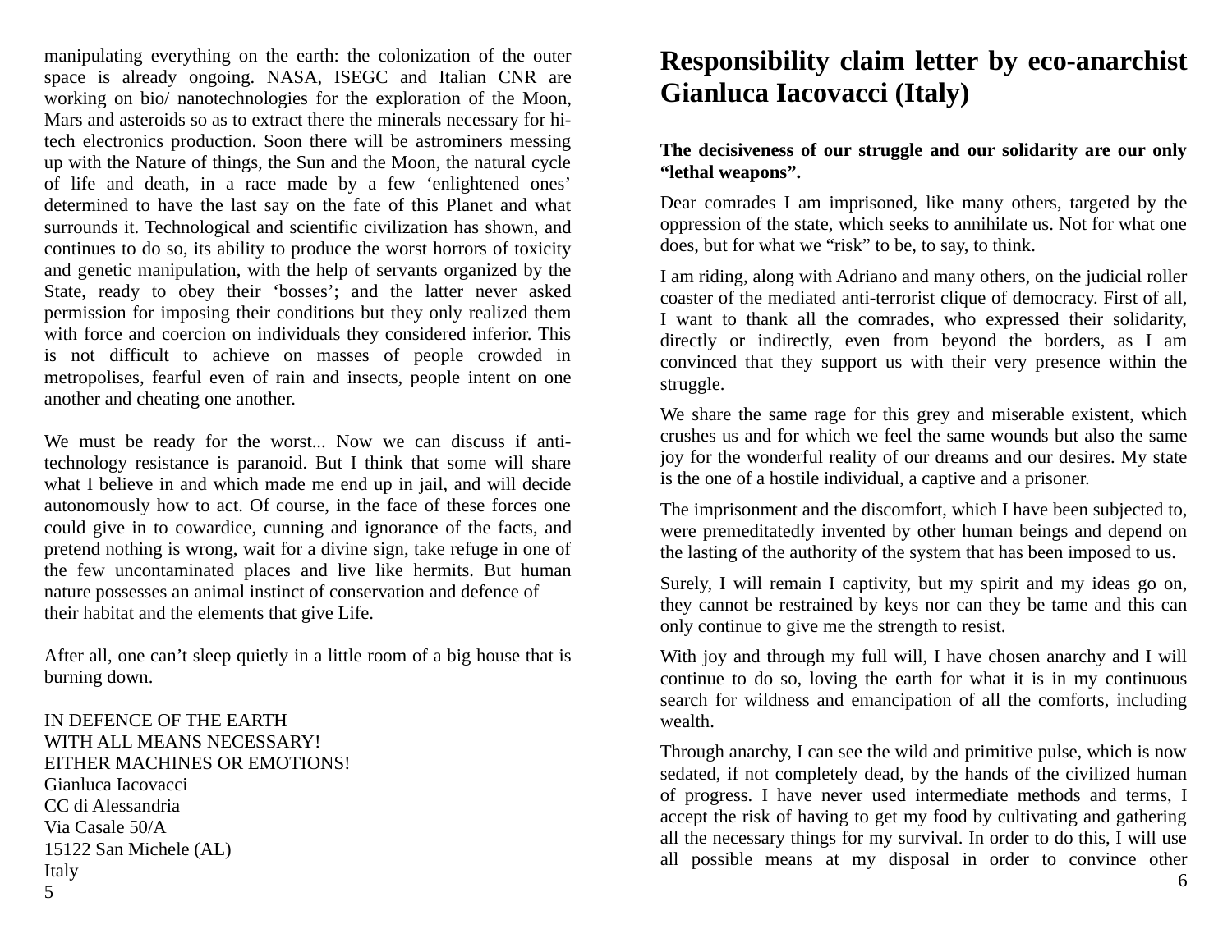manipulating everything on the earth: the colonization of the outer space is already ongoing. NASA, ISEGC and Italian CNR are working on bio/ nanotechnologies for the exploration of the Moon, Mars and asteroids so as to extract there the minerals necessary for hi-tech electronics production. Soon there will be astrominers messing up with the Nature of things, the Sun and the Moon, the natural cycle of life and death, in a race made by a few 'enlightened ones' determined to have the last say on the fate of this Planet and what surrounds it. Technological and scientific civilization has shown, and continues to do so, its ability to produce the worst horrors of toxicity and genetic manipulation, with the help of servants organized by the State, ready to obey their 'bosses'; and the latter never asked permission for imposing their conditions but they only realized them with force and coercion on individuals they considered inferior. This is not difficult to achieve on masses of people crowded in metropolises, fearful even of rain and insects, people intent on one another and cheating one another.

We must be ready for the worst... Now we can discuss if anti-technology resistance is paranoid. But I think that some will share what I believe in and which made me end up in jail, and will decide autonomously how to act. Of course, in the face of these forces one could give in to cowardice, cunning and ignorance of the facts, and pretend nothing is wrong, wait for a divine sign, take refuge in one of the few uncontaminated places and live like hermits. But human nature possesses an animal instinct of conservation and defence of their habitat and the elements that give Life.

After all, one can't sleep quietly in a little room of a big house that is burning down.

IN DEFENCE OF THE EARTH
WITH ALL MEANS NECESSARY!
EITHER MACHINES OR EMOTIONS!
Gianluca Iacovacci
CC di Alessandria
Via Casale 50/A
15122 San Michele (AL)
Italy

# Responsibility claim letter by eco-anarchist Gianluca Iacovacci (Italy)

**The decisiveness of our struggle and our solidarity are our only "lethal weapons".**

Dear comrades I am imprisoned, like many others, targeted by the oppression of the state, which seeks to annihilate us. Not for what one does, but for what we "risk" to be, to say, to think.

I am riding, along with Adriano and many others, on the judicial roller coaster of the mediated anti-terrorist clique of democracy. First of all, I want to thank all the comrades, who expressed their solidarity, directly or indirectly, even from beyond the borders, as I am convinced that they support us with their very presence within the struggle.

We share the same rage for this grey and miserable existent, which crushes us and for which we feel the same wounds but also the same joy for the wonderful reality of our dreams and our desires. My state is the one of a hostile individual, a captive and a prisoner.

The imprisonment and the discomfort, which I have been subjected to, were premeditatedly invented by other human beings and depend on the lasting of the authority of the system that has been imposed to us.

Surely, I will remain I captivity, but my spirit and my ideas go on, they cannot be restrained by keys nor can they be tame and this can only continue to give me the strength to resist.

With joy and through my full will, I have chosen anarchy and I will continue to do so, loving the earth for what it is in my continuous search for wildness and emancipation of all the comforts, including wealth.

Through anarchy, I can see the wild and primitive pulse, which is now sedated, if not completely dead, by the hands of the civilized human of progress. I have never used intermediate methods and terms, I accept the risk of having to get my food by cultivating and gathering all the necessary things for my survival. In order to do this, I will use all possible means at my disposal in order to convince other